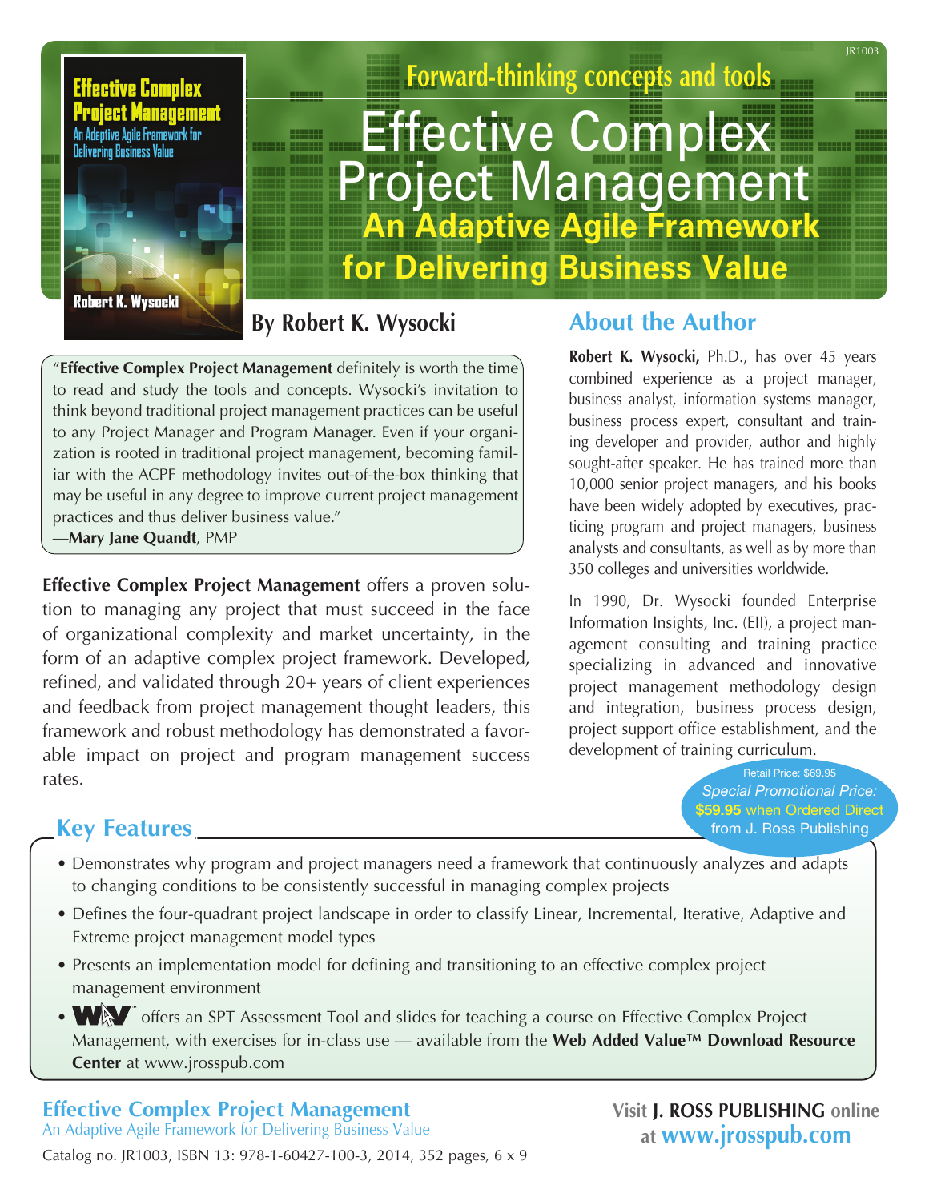JR1003

Forward-thinking concepts and tools

# Effective Complex Project Management

## An Adaptive Agile Framework for Delivering Business Value

### By Robert K. Wysocki

"**Effective Complex Project Management** definitely is worth the time to read and study the tools and concepts. Wysocki's invitation to think beyond traditional project management practices can be useful to any Project Manager and Program Manager. Even if your organization is rooted in traditional project management, becoming familiar with the ACPF methodology invites out-of-the-box thinking that may be useful in any degree to improve current project management practices and thus deliver business value."
—**Mary Jane Quandt**, PMP

**Effective Complex Project Management** offers a proven solution to managing any project that must succeed in the face of organizational complexity and market uncertainty, in the form of an adaptive complex project framework. Developed, refined, and validated through 20+ years of client experiences and feedback from project management thought leaders, this framework and robust methodology has demonstrated a favorable impact on project and program management success rates.

## About the Author

**Robert K. Wysocki,** Ph.D., has over 45 years combined experience as a project manager, business analyst, information systems manager, business process expert, consultant and training developer and provider, author and highly sought-after speaker. He has trained more than 10,000 senior project managers, and his books have been widely adopted by executives, practicing program and project managers, business analysts and consultants, as well as by more than 350 colleges and universities worldwide.

In 1990, Dr. Wysocki founded Enterprise Information Insights, Inc. (EII), a project management consulting and training practice specializing in advanced and innovative project management methodology design and integration, business process design, project support office establishment, and the development of training curriculum.

Retail Price: $69.95
*Special Promotional Price:*
**$59.95** when Ordered Direct from J. Ross Publishing

## Key Features

- Demonstrates why program and project managers need a framework that continuously analyzes and adapts to changing conditions to be consistently successful in managing complex projects
- Defines the four-quadrant project landscape in order to classify Linear, Incremental, Iterative, Adaptive and Extreme project management model types
- Presents an implementation model for defining and transitioning to an effective complex project management environment
- WAV™ offers an SPT Assessment Tool and slides for teaching a course on Effective Complex Project Management, with exercises for in-class use — available from the **Web Added Value™ Download Resource Center** at www.jrosspub.com

**Effective Complex Project Management**
An Adaptive Agile Framework for Delivering Business Value
Catalog no. JR1003, ISBN 13: 978-1-60427-100-3, 2014, 352 pages, 6 x 9

Visit **J. ROSS PUBLISHING** online at **www.jrosspub.com**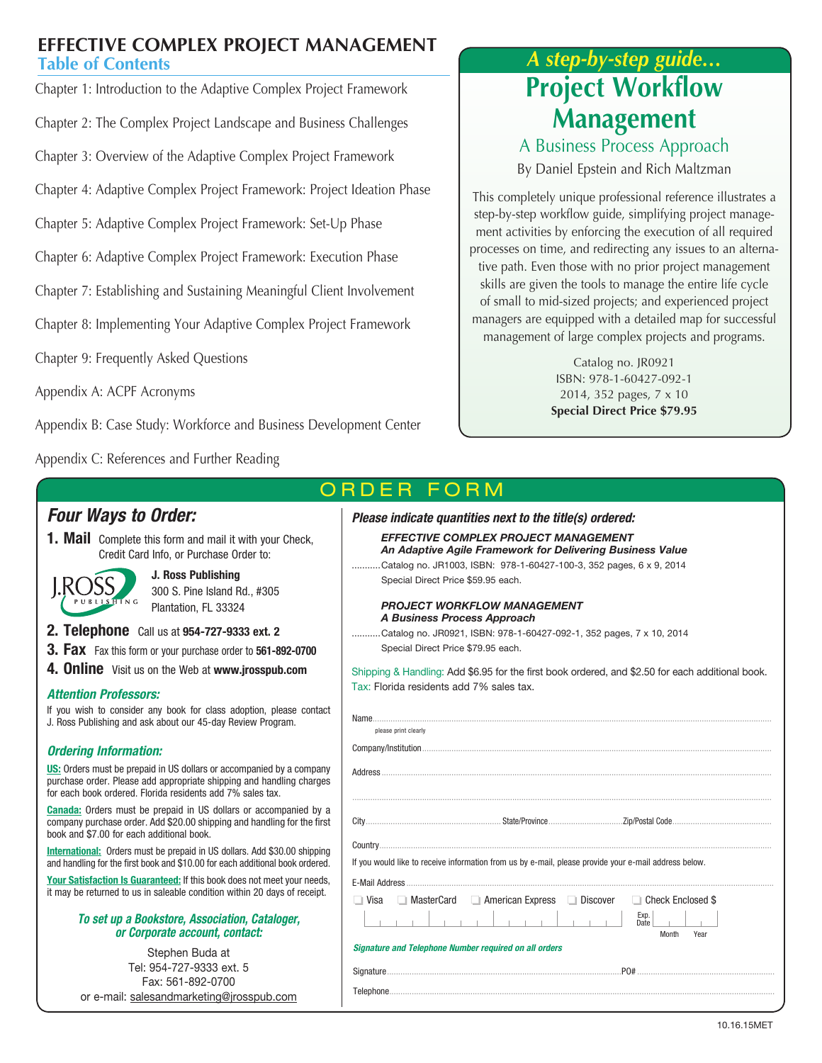## EFFECTIVE COMPLEX PROJECT MANAGEMENT

### Table of Contents

Chapter 1: Introduction to the Adaptive Complex Project Framework

Chapter 2: The Complex Project Landscape and Business Challenges

Chapter 3: Overview of the Adaptive Complex Project Framework

Chapter 4: Adaptive Complex Project Framework: Project Ideation Phase

Chapter 5: Adaptive Complex Project Framework: Set-Up Phase

Chapter 6: Adaptive Complex Project Framework: Execution Phase

Chapter 7: Establishing and Sustaining Meaningful Client Involvement

Chapter 8: Implementing Your Adaptive Complex Project Framework

Chapter 9: Frequently Asked Questions

Appendix A: ACPF Acronyms

Appendix B: Case Study: Workforce and Business Development Center

Appendix C: References and Further Reading

## *A step-by-step guide...*
# Project Workflow Management
### A Business Process Approach

By Daniel Epstein and Rich Maltzman

This completely unique professional reference illustrates a step-by-step workflow guide, simplifying project management activities by enforcing the execution of all required processes on time, and redirecting any issues to an alternative path. Even those with no prior project management skills are given the tools to manage the entire life cycle of small to mid-sized projects; and experienced project managers are equipped with a detailed map for successful management of large complex projects and programs.

Catalog no. JR0921
ISBN: 978-1-60427-092-1
2014, 352 pages, 7 x 10
**Special Direct Price $79.95**

# ORDER FORM

## *Four Ways to Order:*

**1. Mail** Complete this form and mail it with your Check, Credit Card Info, or Purchase Order to:

**J. Ross Publishing**
300 S. Pine Island Rd., #305
Plantation, FL 33324

**2. Telephone** Call us at **954-727-9333 ext. 2**

**3. Fax** Fax this form or your purchase order to **561-892-0700**

**4. Online** Visit us on the Web at **www.jrosspub.com**

### *Attention Professors:*

If you wish to consider any book for class adoption, please contact J. Ross Publishing and ask about our 45-day Review Program.

### *Ordering Information:*

**US:** Orders must be prepaid in US dollars or accompanied by a company purchase order. Please add appropriate shipping and handling charges for each book ordered. Florida residents add 7% sales tax.

**Canada:** Orders must be prepaid in US dollars or accompanied by a company purchase order. Add $20.00 shipping and handling for the first book and $7.00 for each additional book.

**International:** Orders must be prepaid in US dollars. Add $30.00 shipping and handling for the first book and $10.00 for each additional book ordered.

**Your Satisfaction Is Guaranteed:** If this book does not meet your needs, it may be returned to us in saleable condition within 20 days of receipt.

***To set up a Bookstore, Association, Cataloger, or Corporate account, contact:***

Stephen Buda at
Tel: 954-727-9333 ext. 5
Fax: 561-892-0700
or e-mail: salesandmarketing@jrosspub.com

***Please indicate quantities next to the title(s) ordered:***

***EFFECTIVE COMPLEX PROJECT MANAGEMENT***
***An Adaptive Agile Framework for Delivering Business Value***
...........Catalog no. JR1003, ISBN: 978-1-60427-100-3, 352 pages, 6 x 9, 2014
Special Direct Price $59.95 each.

***PROJECT WORKFLOW MANAGEMENT***
***A Business Process Approach***
...........Catalog no. JR0921, ISBN: 978-1-60427-092-1, 352 pages, 7 x 10, 2014
Special Direct Price $79.95 each.

Shipping & Handling: Add $6.95 for the first book ordered, and $2.50 for each additional book.
Tax: Florida residents add 7% sales tax.

Name.................................................................
please print clearly

Company/Institution.................................................................

Address.................................................................

.................................................................

City.................... State/Province.................... Zip/Postal Code....................

Country.................................................................

If you would like to receive information from us by e-mail, please provide your e-mail address below.

E-Mail Address.................................................................

☐ Visa ☐ MasterCard ☐ American Express ☐ Discover ☐ Check Enclosed $

Exp. Date Month Year

***Signature and Telephone Number required on all orders***

Signature.................................... PO#....................................

Telephone.................................................................

10.16.15MET